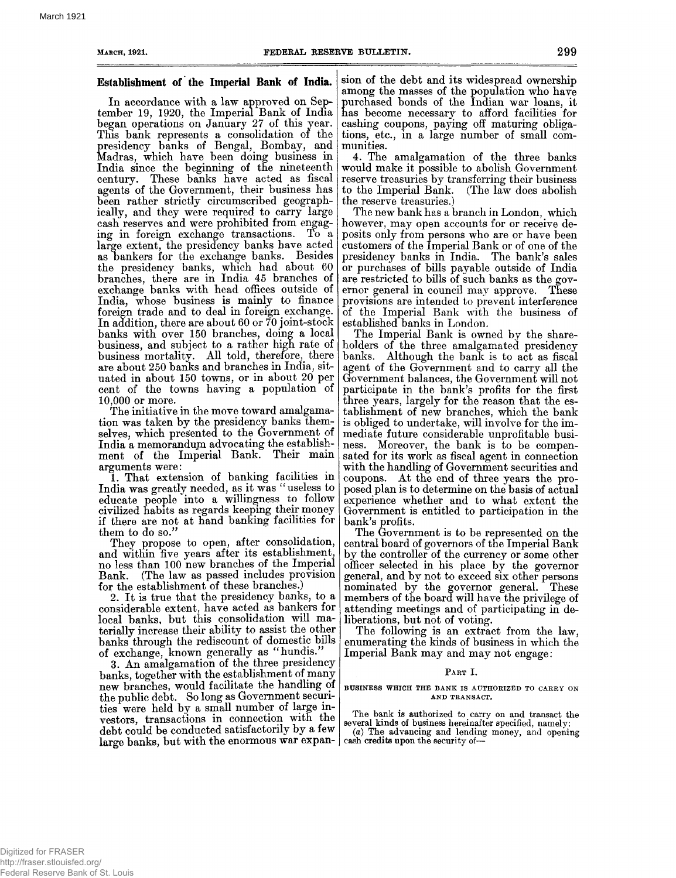## Establishment of the Imperial Bank of India.

In accordance with a law approved on September 19, 1920, the Imperial Bank of India began operations on January 27 of this year. This bank represents a consolidation of the presidency banks of Bengal, Bombay, and Madras, which have been doing business in India since the beginning of the nineteenth century. These banks have acted as fiscal agents of the Government, their business has been rather strictly circumscribed geographically, and they were required to carry large cash reserves and were prohibited from engaging in foreign exchange transactions. To a large extent, the presidency banks have acted as bankers for the exchange banks. Besides the presidency banks, which had about 60 branches, there are in India 45 branches of exchange banks with head offices outside of India, whose business is mainly to finance foreign trade and to deal in foreign exchange. In addition, there are about 60 or 70 joint-stock banks with over 150 branches, doing a local business, and subject to a rather high rate of business mortality. All told, therefore, there are about 250 banks and branches in India, situated in about 150 towns, or in about 20 per cent of the towns having a population of 10,000 or more.

The initiative in the move toward amalgamation was taken by the presidency banks themselves, which presented to the Government of India a memorandum advocating the establishment of the Imperial Bank. Their main arguments were:

1. That extension of banking facilities in India was greatly needed, as it was "useless to educate people into a willingness to follow civilized habits as regards keeping their money if there are not at hand banking facilities for them to do so."

They propose to open, after consolidation, and within five years after its establishment, no less than 100 new branches of the Imperial Bank. (The law as passed includes provision for the establishment of these branches.)

2. It is true that the presidency banks, to a considerable extent, have acted as bankers for local banks, but this consolidation will materially increase their ability to assist the other banks through the rediscount of domestic bills of exchange, known generally as "hundis."

3. An amalgamation of the three presidency banks, together with the establishment of many new branches, would facilitate the handling of the public debt. So long as Government securities were held by a small number of large investors, transactions in connection with the debt could be conducted satisfactorily by a few large banks, but with the enormous war expansion of the debt and its widespread ownership among the masses of the population who have purchased bonds of the Indian war loans, it has become necessary to afford facilities for cashing coupons, paying off maturing obligations, etc., in a large number of small communities.

4. The amalgamation of the three banks would make it possible to abolish Government reserve treasuries by transferring their business to the Imperial Bank. (The law does abolish the reserve treasuries.)

The new bank has a branch in London, which however, may open accounts for or receive deposits only from persons who are or have been customers of the Imperial Bank or of one of the presidency banks in India. The bank's sales or purchases of bills payable outside of India are restricted to bills of such banks as the governor general in council may approve. These provisions are intended to prevent interference of the Imperial Bank with the business of established banks in London.

The Imperial Bank is owned by the shareholders of the three amalgamated presidency banks. Although the bank is to act as fiscal agent of the Government and to carry all the Government balances, the Government will not participate in the bank's profits for the first three years, largely for the reason that the establishment of new branches, which the bank is obliged to undertake, will involve for the immediate future considerable unprofitable business. Moreover, the bank is to be compensated for its work as fiscal agent in connection with the handling of Government securities and coupons. At the end of three years the proposed plan is to determine on the basis of actual experience whether and to what extent the Government is entitled to participation in the bank's profits.

The Government is to be represented on the central board of governors of the Imperial Bank by the controller of the currency or some other officer selected in his place by the governor general, and by not to exceed six other persons nominated by the governor general. These members of the board will have the privilege of attending meetings and of participating in deliberations, but not of voting.

The following is an extract from the law, enumerating the kinds of business in which the Imperial Bank may and may not engage:

### Part I.

#### Business which the bank is authorized to carry on and transact.

The bank is authorized to carry on and transact the several kinds of business hereinafter specified, namely:

(a) The advancing and lending money, and opening cash credits upon the security of—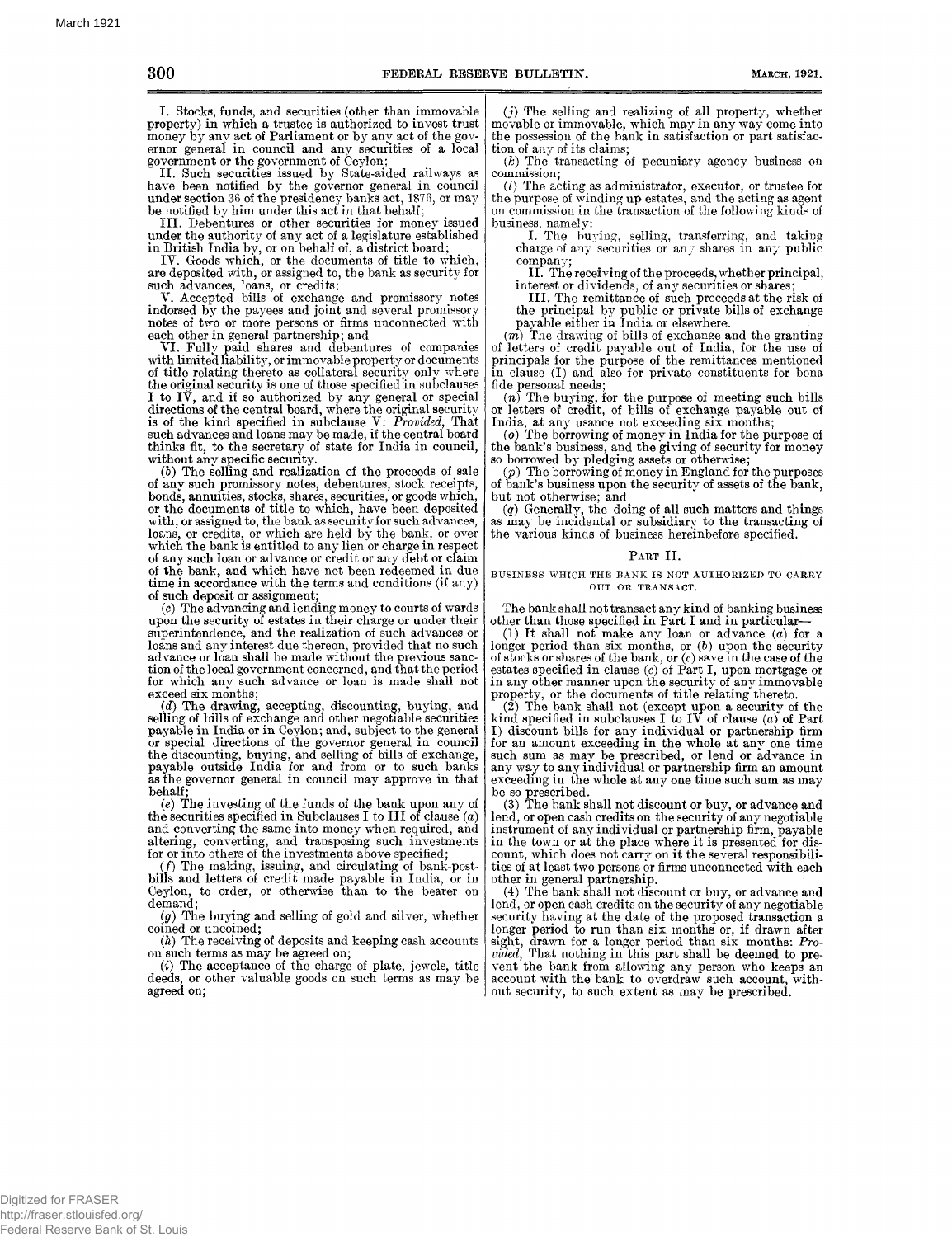I. Stocks, funds, and securities (other than immovable property) in which a trustee is authorized to invest trust money by any act of Parliament or by any act of the governor general in council and any securities of a local government or the government of Ceylon;

II. Such securities issued by State-aided railways as have been notified by the governor general in council under section 36 of the presidency banks act, 1876, or may be notified by him under this act in that behalf;

III. Debentures or other securities for money issued under the authority of any act of a legislature established in British India by, or on behalf of, a district board;

IV. Goods which, or the documents of title to which, are deposited with, or assigned to, the bank as security for such advances, loans, or credits;

V. Accepted bills of exchange and promissory notes indorsed by the payees and joint and several promissory notes of two or more persons or firms unconnected with each other in general partnership; and

VI. Fully paid shares and debentures of companies with limited liability, or immovable property or documents of title relating thereto as collateral security only where the original security is one of those specified in subclauses I to IV, and if so authorized by any general or special directions of the central board, where the original security is of the kind specified in subclause V: *Provided*, That such advances and loans may be made, if the central board thinks fit, to the secretary of state for India in council, without any specific security.

(*b*) The selling and realization of the proceeds of sale of any such promissory notes, debentures, stock receipts, bonds, annuities, stocks, shares, securities, or goods which, or the documents of title to which, have been deposited with, or assigned to, the bank as security for such advances, loans, or credits, or which are held by the bank, or over which the bank is entitled to any lien or charge in respect of any such loan or advance or credit or any debt or claim of the bank, and which have not been redeemed in due time in accordance with the terms and conditions (if any) of such deposit or assignment;

(*c*) The advancing and lending money to courts of wards upon the security of estates in their charge or under their superintendence, and the realization of such advances or loans and any interest due thereon, provided that no such advance or loan shall be made without the previous sanction of the local government concerned, and that the period for which any such advance or loan is made shall not exceed six months;

(*d*) The drawing, accepting, discounting, buying, and selling of bills of exchange and other negotiable securities payable in India or in Ceylon; and, subject to the general or special directions of the governor general in council the discounting, buying, and selling of bills of exchange, payable outside India for and from or to such banks as the governor general in council may approve in that behalf;

(*e*) The investing of the funds of the bank upon any of the securities specified in Subclauses I to III of clause (*a*) and converting the same into money when required, and altering, converting, and transposing such investments for or into others of the investments above specified;

(*f*) The making, issuing, and circulating of bank-post-bills and letters of credit made payable in India, or in Ceylon, to order, or otherwise than to the bearer on demand;

(*g*) The buying and selling of gold and silver, whether coined or uncoined;

(*h*) The receiving of deposits and keeping cash accounts on such terms as may be agreed on;

(*i*) The acceptance of the charge of plate, jewels, title deeds, or other valuable goods on such terms as may be agreed on;

(*j*) The selling and realizing of all property, whether movable or immovable, which may in any way come into the possession of the bank in satisfaction or part satisfaction of any of its claims;

(*k*) The transacting of pecuniary agency business on commission;

(*l*) The acting as administrator, executor, or trustee for the purpose of winding up estates, and the acting as agent on commission in the transaction of the following kinds of business, namely:

I. The buying, selling, transferring, and taking charge of any securities or any shares in any public company;

II. The receiving of the proceeds, whether principal, interest or dividends, of any securities or shares;

III. The remittance of such proceeds at the risk of the principal by public or private bills of exchange payable either in India or elsewhere.

(*m*) The drawing of bills of exchange and the granting of letters of credit payable out of India, for the use of principals for the purpose of the remittances mentioned in clause (I) and also for private constituents for bona fide personal needs;

(*n*) The buying, for the purpose of meeting such bills or letters of credit, of bills of exchange payable out of India, at any usance not exceeding six months;

(*o*) The borrowing of money in India for the purpose of the bank's business, and the giving of security for money so borrowed by pledging assets or otherwise;

(*p*) The borrowing of money in England for the purposes of bank's business upon the security of assets of the bank, but not otherwise; and

(*q*) Generally, the doing of all such matters and things as may be incidental or subsidiary to the transacting of the various kinds of business hereinbefore specified.

## PART II.

### BUSINESS WHICH THE BANK IS NOT AUTHORIZED TO CARRY OUT OR TRANSACT.

The bank shall not transact any kind of banking business other than those specified in Part I and in particular—

(1) It shall not make any loan or advance (*a*) for a longer period than six months, or (*b*) upon the security of stocks or shares of the bank, or (*c*) save in the case of the estates specified in clause (*c*) of Part I, upon mortgage or in any other manner upon the security of any immovable property, or the documents of title relating thereto.

(2) The bank shall not (except upon a security of the kind specified in subclauses I to IV of clause (*a*) of Part I) discount bills for any individual or partnership firm for an amount exceeding in the whole at any one time such sum as may be prescribed, or lend or advance in any way to any individual or partnership firm an amount exceeding in the whole at any one time such sum as may be so prescribed.

(3) The bank shall not discount or buy, or advance and lend, or open cash credits on the security of any negotiable instrument of any individual or partnership firm, payable in the town or at the place where it is presented for discount, which does not carry on it the several responsibilities of at least two persons or firms unconnected with each other in general partnership.

(4) The bank shall not discount or buy, or advance and lend, or open cash credits on the security of any negotiable security having at the date of the proposed transaction a longer period to run than six months or, if drawn after sight, drawn for a longer period than six months: *Provided*, That nothing in this part shall be deemed to prevent the bank from allowing any person who keeps an account with the bank to overdraw such account, without security, to such extent as may be prescribed.